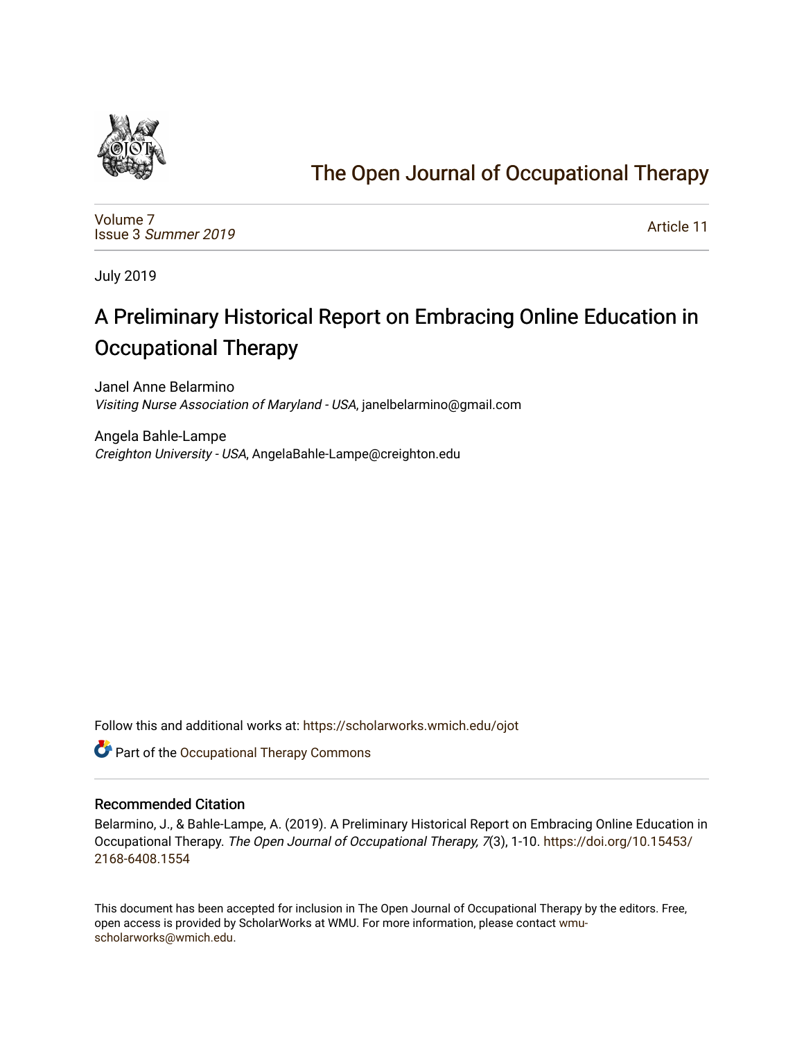# The Open Journal of Occupational Therapy

Volume 7
Issue 3 *Summer 2019*

Article 11

July 2019

## A Preliminary Historical Report on Embracing Online Education in Occupational Therapy

Janel Anne Belarmino
*Visiting Nurse Association of Maryland - USA*, janelbelarmino@gmail.com

Angela Bahle-Lampe
*Creighton University - USA*, AngelaBahle-Lampe@creighton.edu

Follow this and additional works at: https://scholarworks.wmich.edu/ojot

Part of the Occupational Therapy Commons

### Recommended Citation

Belarmino, J., & Bahle-Lampe, A. (2019). A Preliminary Historical Report on Embracing Online Education in Occupational Therapy. *The Open Journal of Occupational Therapy, 7*(3), 1-10. https://doi.org/10.15453/2168-6408.1554

This document has been accepted for inclusion in The Open Journal of Occupational Therapy by the editors. Free, open access is provided by ScholarWorks at WMU. For more information, please contact wmu-scholarworks@wmich.edu.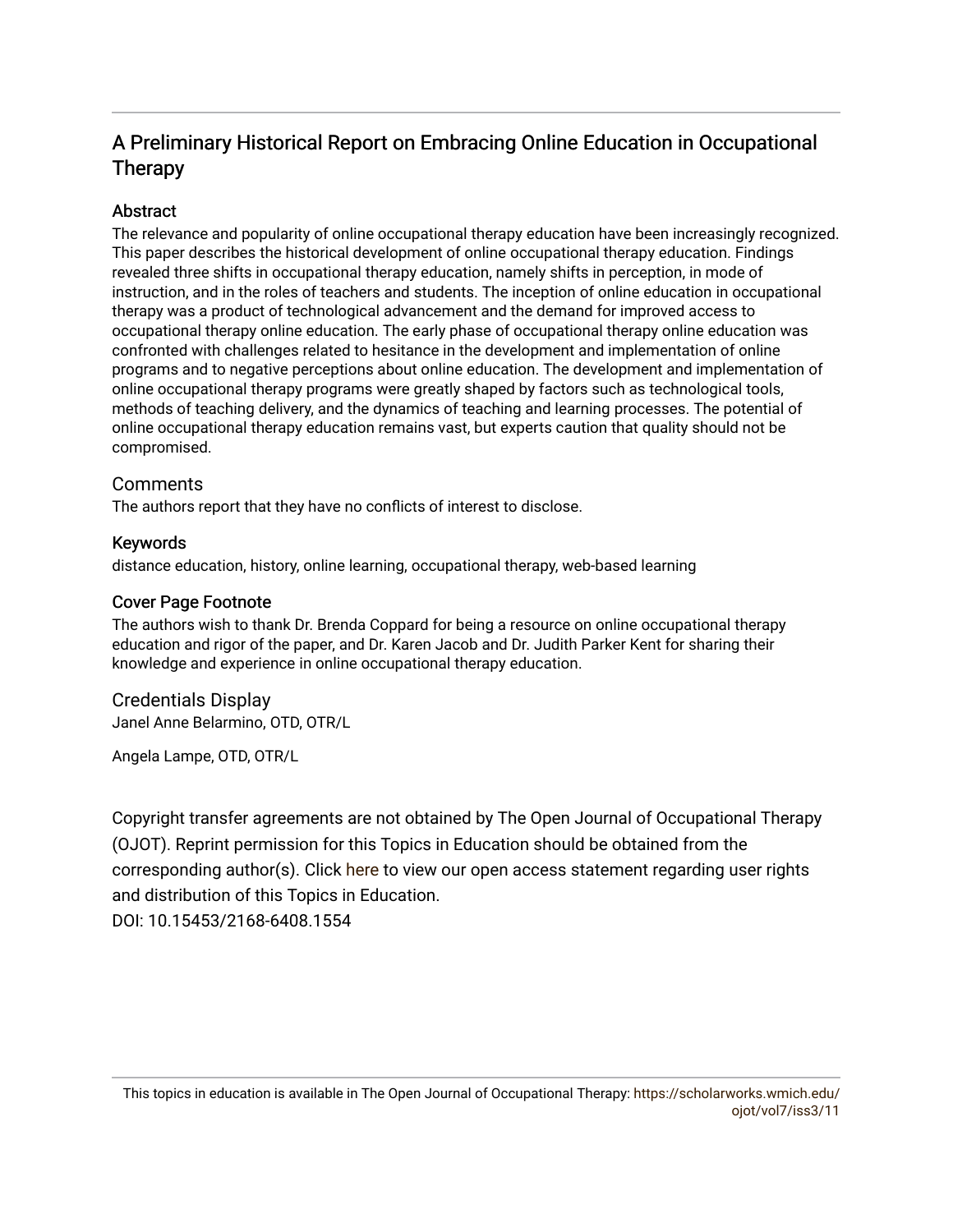# A Preliminary Historical Report on Embracing Online Education in Occupational Therapy

## Abstract

The relevance and popularity of online occupational therapy education have been increasingly recognized. This paper describes the historical development of online occupational therapy education. Findings revealed three shifts in occupational therapy education, namely shifts in perception, in mode of instruction, and in the roles of teachers and students. The inception of online education in occupational therapy was a product of technological advancement and the demand for improved access to occupational therapy online education. The early phase of occupational therapy online education was confronted with challenges related to hesitance in the development and implementation of online programs and to negative perceptions about online education. The development and implementation of online occupational therapy programs were greatly shaped by factors such as technological tools, methods of teaching delivery, and the dynamics of teaching and learning processes. The potential of online occupational therapy education remains vast, but experts caution that quality should not be compromised.

## Comments

The authors report that they have no conflicts of interest to disclose.

## Keywords

distance education, history, online learning, occupational therapy, web-based learning

## Cover Page Footnote

The authors wish to thank Dr. Brenda Coppard for being a resource on online occupational therapy education and rigor of the paper, and Dr. Karen Jacob and Dr. Judith Parker Kent for sharing their knowledge and experience in online occupational therapy education.

## Credentials Display

Janel Anne Belarmino, OTD, OTR/L

Angela Lampe, OTD, OTR/L

Copyright transfer agreements are not obtained by The Open Journal of Occupational Therapy (OJOT). Reprint permission for this Topics in Education should be obtained from the corresponding author(s). Click here to view our open access statement regarding user rights and distribution of this Topics in Education.

DOI: 10.15453/2168-6408.1554

This topics in education is available in The Open Journal of Occupational Therapy: https://scholarworks.wmich.edu/ojot/vol7/iss3/11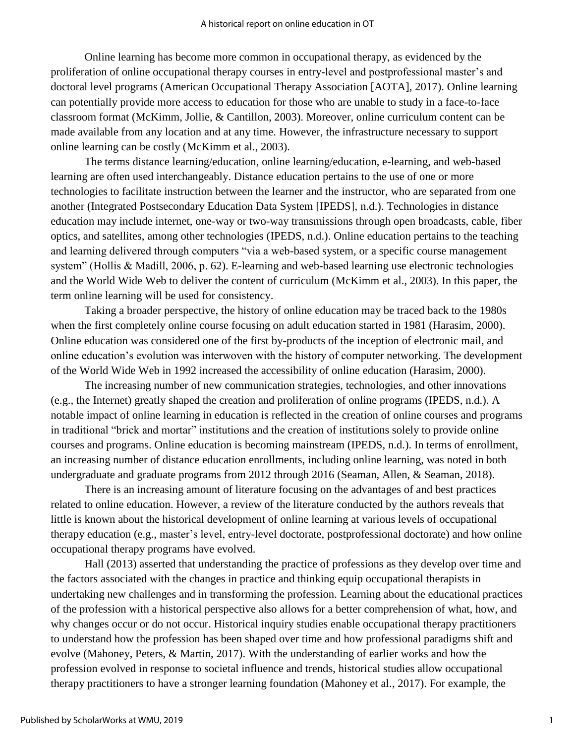Online learning has become more common in occupational therapy, as evidenced by the proliferation of online occupational therapy courses in entry-level and postprofessional master's and doctoral level programs (American Occupational Therapy Association [AOTA], 2017). Online learning can potentially provide more access to education for those who are unable to study in a face-to-face classroom format (McKimm, Jollie, & Cantillon, 2003). Moreover, online curriculum content can be made available from any location and at any time. However, the infrastructure necessary to support online learning can be costly (McKimm et al., 2003).

The terms distance learning/education, online learning/education, e-learning, and web-based learning are often used interchangeably. Distance education pertains to the use of one or more technologies to facilitate instruction between the learner and the instructor, who are separated from one another (Integrated Postsecondary Education Data System [IPEDS], n.d.). Technologies in distance education may include internet, one-way or two-way transmissions through open broadcasts, cable, fiber optics, and satellites, among other technologies (IPEDS, n.d.). Online education pertains to the teaching and learning delivered through computers "via a web-based system, or a specific course management system" (Hollis & Madill, 2006, p. 62). E-learning and web-based learning use electronic technologies and the World Wide Web to deliver the content of curriculum (McKimm et al., 2003). In this paper, the term online learning will be used for consistency.

Taking a broader perspective, the history of online education may be traced back to the 1980s when the first completely online course focusing on adult education started in 1981 (Harasim, 2000). Online education was considered one of the first by-products of the inception of electronic mail, and online education's evolution was interwoven with the history of computer networking. The development of the World Wide Web in 1992 increased the accessibility of online education (Harasim, 2000).

The increasing number of new communication strategies, technologies, and other innovations (e.g., the Internet) greatly shaped the creation and proliferation of online programs (IPEDS, n.d.). A notable impact of online learning in education is reflected in the creation of online courses and programs in traditional "brick and mortar" institutions and the creation of institutions solely to provide online courses and programs. Online education is becoming mainstream (IPEDS, n.d.). In terms of enrollment, an increasing number of distance education enrollments, including online learning, was noted in both undergraduate and graduate programs from 2012 through 2016 (Seaman, Allen, & Seaman, 2018).

There is an increasing amount of literature focusing on the advantages of and best practices related to online education. However, a review of the literature conducted by the authors reveals that little is known about the historical development of online learning at various levels of occupational therapy education (e.g., master's level, entry-level doctorate, postprofessional doctorate) and how online occupational therapy programs have evolved.

Hall (2013) asserted that understanding the practice of professions as they develop over time and the factors associated with the changes in practice and thinking equip occupational therapists in undertaking new challenges and in transforming the profession. Learning about the educational practices of the profession with a historical perspective also allows for a better comprehension of what, how, and why changes occur or do not occur. Historical inquiry studies enable occupational therapy practitioners to understand how the profession has been shaped over time and how professional paradigms shift and evolve (Mahoney, Peters, & Martin, 2017). With the understanding of earlier works and how the profession evolved in response to societal influence and trends, historical studies allow occupational therapy practitioners to have a stronger learning foundation (Mahoney et al., 2017). For example, the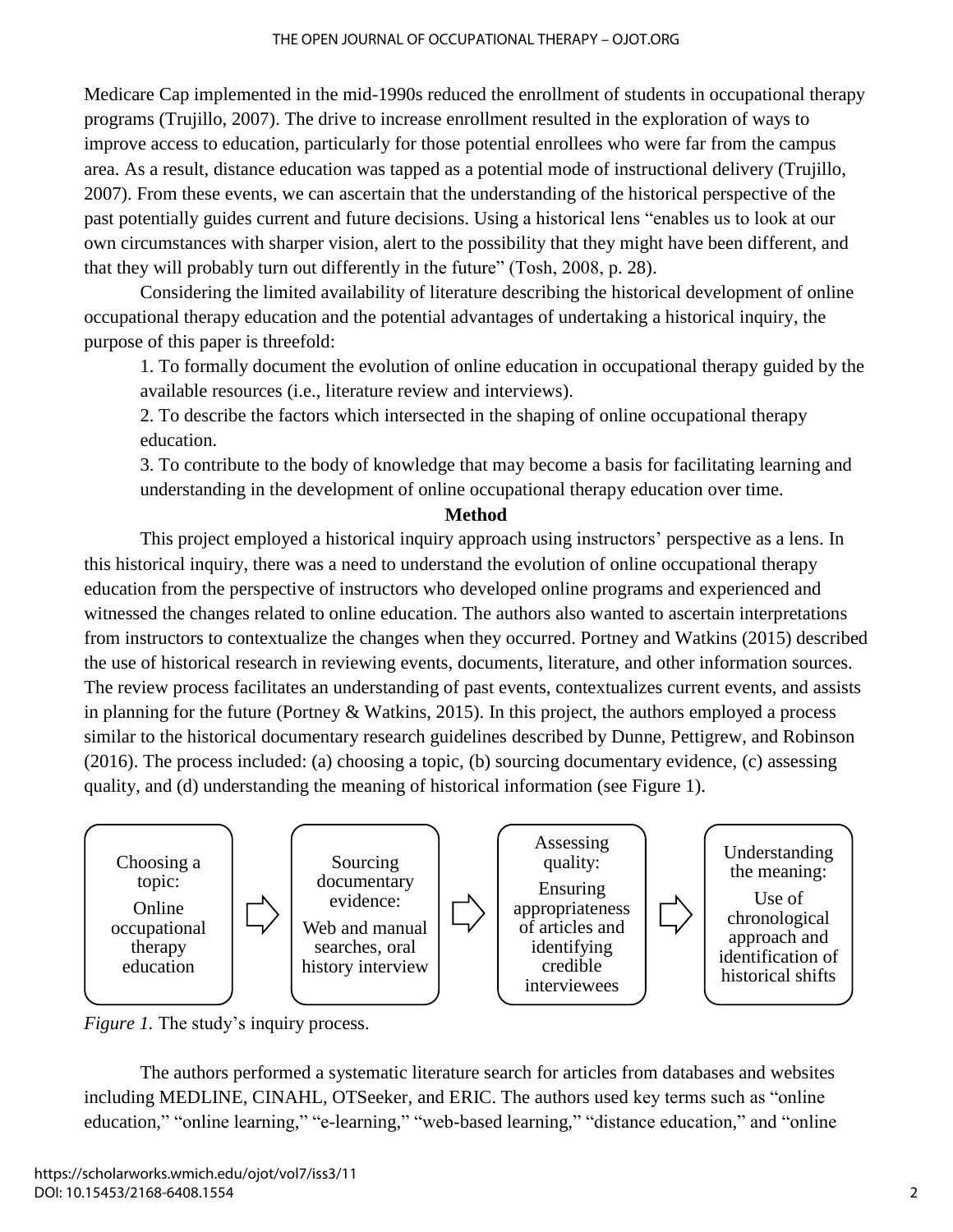Medicare Cap implemented in the mid-1990s reduced the enrollment of students in occupational therapy programs (Trujillo, 2007). The drive to increase enrollment resulted in the exploration of ways to improve access to education, particularly for those potential enrollees who were far from the campus area. As a result, distance education was tapped as a potential mode of instructional delivery (Trujillo, 2007). From these events, we can ascertain that the understanding of the historical perspective of the past potentially guides current and future decisions. Using a historical lens "enables us to look at our own circumstances with sharper vision, alert to the possibility that they might have been different, and that they will probably turn out differently in the future" (Tosh, 2008, p. 28).

Considering the limited availability of literature describing the historical development of online occupational therapy education and the potential advantages of undertaking a historical inquiry, the purpose of this paper is threefold:

1. To formally document the evolution of online education in occupational therapy guided by the available resources (i.e., literature review and interviews).
2. To describe the factors which intersected in the shaping of online occupational therapy education.
3. To contribute to the body of knowledge that may become a basis for facilitating learning and understanding in the development of online occupational therapy education over time.

## Method

This project employed a historical inquiry approach using instructors' perspective as a lens. In this historical inquiry, there was a need to understand the evolution of online occupational therapy education from the perspective of instructors who developed online programs and experienced and witnessed the changes related to online education. The authors also wanted to ascertain interpretations from instructors to contextualize the changes when they occurred. Portney and Watkins (2015) described the use of historical research in reviewing events, documents, literature, and other information sources. The review process facilitates an understanding of past events, contextualizes current events, and assists in planning for the future (Portney & Watkins, 2015). In this project, the authors employed a process similar to the historical documentary research guidelines described by Dunne, Pettigrew, and Robinson (2016). The process included: (a) choosing a topic, (b) sourcing documentary evidence, (c) assessing quality, and (d) understanding the meaning of historical information (see Figure 1).

Choosing a topic: Online occupational therapy education ⇨ Sourcing documentary evidence: Web and manual searches, oral history interview ⇨ Assessing quality: Ensuring appropriateness of articles and identifying credible interviewees ⇨ Understanding the meaning: Use of chronological approach and identification of historical shifts

*Figure 1.* The study's inquiry process.

The authors performed a systematic literature search for articles from databases and websites including MEDLINE, CINAHL, OTSeeker, and ERIC. The authors used key terms such as "online education," "online learning," "e-learning," "web-based learning," "distance education," and "online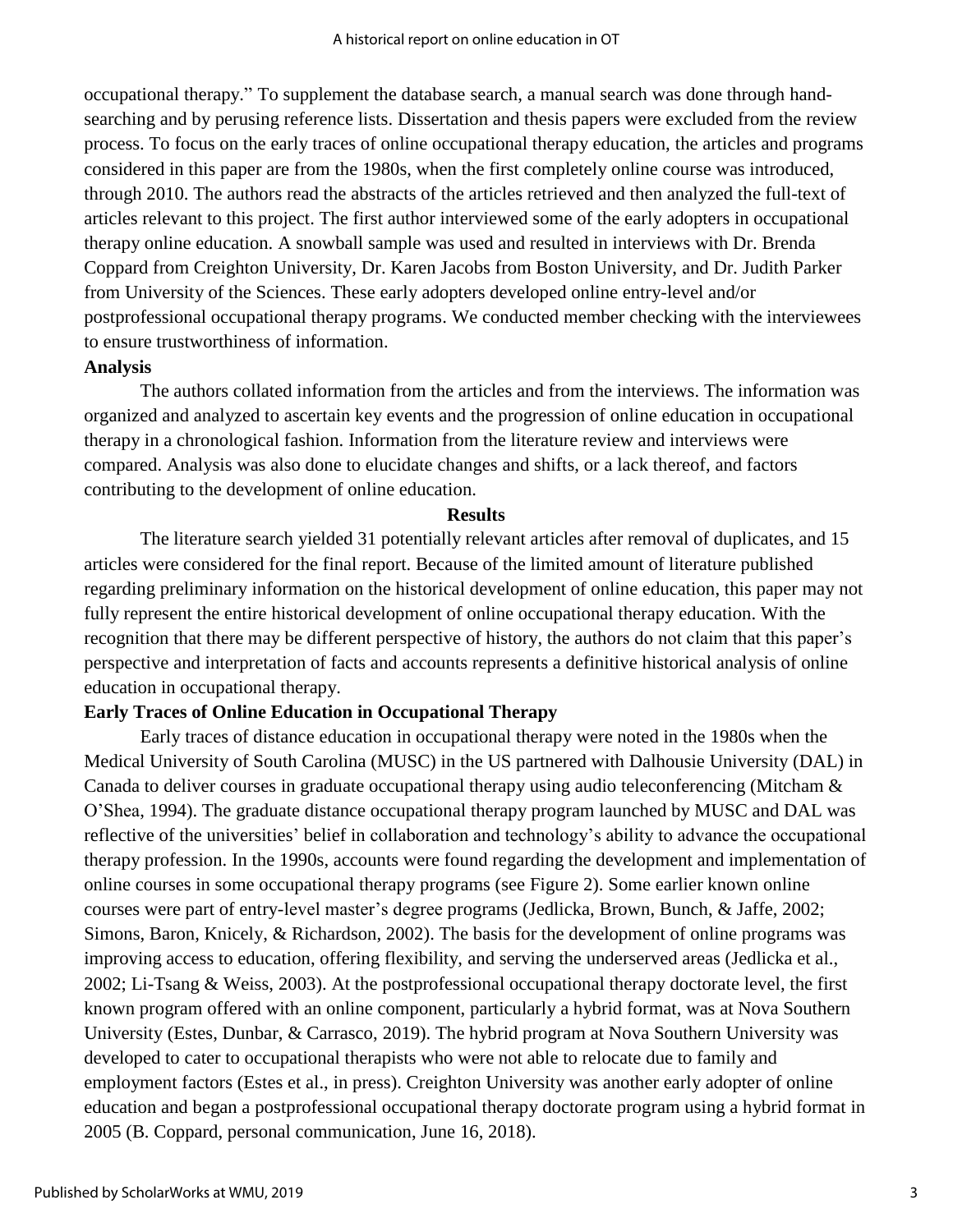occupational therapy." To supplement the database search, a manual search was done through hand-searching and by perusing reference lists. Dissertation and thesis papers were excluded from the review process. To focus on the early traces of online occupational therapy education, the articles and programs considered in this paper are from the 1980s, when the first completely online course was introduced, through 2010. The authors read the abstracts of the articles retrieved and then analyzed the full-text of articles relevant to this project. The first author interviewed some of the early adopters in occupational therapy online education. A snowball sample was used and resulted in interviews with Dr. Brenda Coppard from Creighton University, Dr. Karen Jacobs from Boston University, and Dr. Judith Parker from University of the Sciences. These early adopters developed online entry-level and/or postprofessional occupational therapy programs. We conducted member checking with the interviewees to ensure trustworthiness of information.

**Analysis**

The authors collated information from the articles and from the interviews. The information was organized and analyzed to ascertain key events and the progression of online education in occupational therapy in a chronological fashion. Information from the literature review and interviews were compared. Analysis was also done to elucidate changes and shifts, or a lack thereof, and factors contributing to the development of online education.

## Results

The literature search yielded 31 potentially relevant articles after removal of duplicates, and 15 articles were considered for the final report. Because of the limited amount of literature published regarding preliminary information on the historical development of online education, this paper may not fully represent the entire historical development of online occupational therapy education. With the recognition that there may be different perspective of history, the authors do not claim that this paper's perspective and interpretation of facts and accounts represents a definitive historical analysis of online education in occupational therapy.

**Early Traces of Online Education in Occupational Therapy**

Early traces of distance education in occupational therapy were noted in the 1980s when the Medical University of South Carolina (MUSC) in the US partnered with Dalhousie University (DAL) in Canada to deliver courses in graduate occupational therapy using audio teleconferencing (Mitcham & O'Shea, 1994). The graduate distance occupational therapy program launched by MUSC and DAL was reflective of the universities' belief in collaboration and technology's ability to advance the occupational therapy profession. In the 1990s, accounts were found regarding the development and implementation of online courses in some occupational therapy programs (see Figure 2). Some earlier known online courses were part of entry-level master's degree programs (Jedlicka, Brown, Bunch, & Jaffe, 2002; Simons, Baron, Knicely, & Richardson, 2002). The basis for the development of online programs was improving access to education, offering flexibility, and serving the underserved areas (Jedlicka et al., 2002; Li-Tsang & Weiss, 2003). At the postprofessional occupational therapy doctorate level, the first known program offered with an online component, particularly a hybrid format, was at Nova Southern University (Estes, Dunbar, & Carrasco, 2019). The hybrid program at Nova Southern University was developed to cater to occupational therapists who were not able to relocate due to family and employment factors (Estes et al., in press). Creighton University was another early adopter of online education and began a postprofessional occupational therapy doctorate program using a hybrid format in 2005 (B. Coppard, personal communication, June 16, 2018).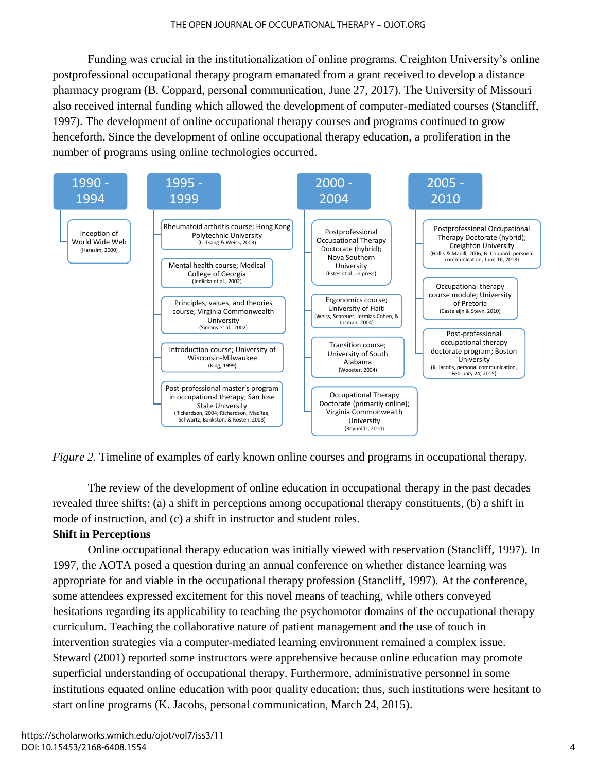Funding was crucial in the institutionalization of online programs. Creighton University's online postprofessional occupational therapy program emanated from a grant received to develop a distance pharmacy program (B. Coppard, personal communication, June 27, 2017). The University of Missouri also received internal funding which allowed the development of computer-mediated courses (Stancliff, 1997). The development of online occupational therapy courses and programs continued to grow henceforth. Since the development of online occupational therapy education, a proliferation in the number of programs using online technologies occurred.

**1990 - 1994**
- Inception of World Wide Web (Harasim, 2000)

**1995 - 1999**
- Rheumatoid arthritis course; Hong Kong Polytechnic University (Li-Tsang & Weiss, 2003)
- Mental health course; Medical College of Georgia (Jedlicka et al., 2002)
- Principles, values, and theories course; Virginia Commonwealth University (Simons et al., 2002)
- Introduction course; University of Wisconsin-Milwaukee (King, 1999)
- Post-professional master's program in occupational therapy; San Jose State University (Richardson, 2004; Richardson, MacRae, Schwartz, Bankston, & Kosten, 2008)

**2000 - 2004**
- Postprofessional Occupational Therapy Doctorate (hybrid); Nova Southern University (Estes et al., in press)
- Ergonomics course; University of Haiti (Weiss, Schreuer, Jermias-Cohen, & Josman, 2004)
- Transition course; University of South Alabama (Wooster, 2004)
- Occupational Therapy Doctorate (primarily online); Virginia Commonwealth University (Reynolds, 2010)

**2005 - 2010**
- Postprofessional Occupational Therapy Doctorate (hybrid); Creighton University (Hollis & Madill, 2006; B. Coppard, personal communication, June 16, 2018)
- Occupational therapy course module; University of Pretoria (Casteleijn & Steyn, 2010)
- Post-professional occupational therapy doctorate program; Boston University (K. Jacobs, personal communication, February 24, 2015)

*Figure 2.* Timeline of examples of early known online courses and programs in occupational therapy.

The review of the development of online education in occupational therapy in the past decades revealed three shifts: (a) a shift in perceptions among occupational therapy constituents, (b) a shift in mode of instruction, and (c) a shift in instructor and student roles.

**Shift in Perceptions**

Online occupational therapy education was initially viewed with reservation (Stancliff, 1997). In 1997, the AOTA posed a question during an annual conference on whether distance learning was appropriate for and viable in the occupational therapy profession (Stancliff, 1997). At the conference, some attendees expressed excitement for this novel means of teaching, while others conveyed hesitations regarding its applicability to teaching the psychomotor domains of the occupational therapy curriculum. Teaching the collaborative nature of patient management and the use of touch in intervention strategies via a computer-mediated learning environment remained a complex issue. Steward (2001) reported some instructors were apprehensive because online education may promote superficial understanding of occupational therapy. Furthermore, administrative personnel in some institutions equated online education with poor quality education; thus, such institutions were hesitant to start online programs (K. Jacobs, personal communication, March 24, 2015).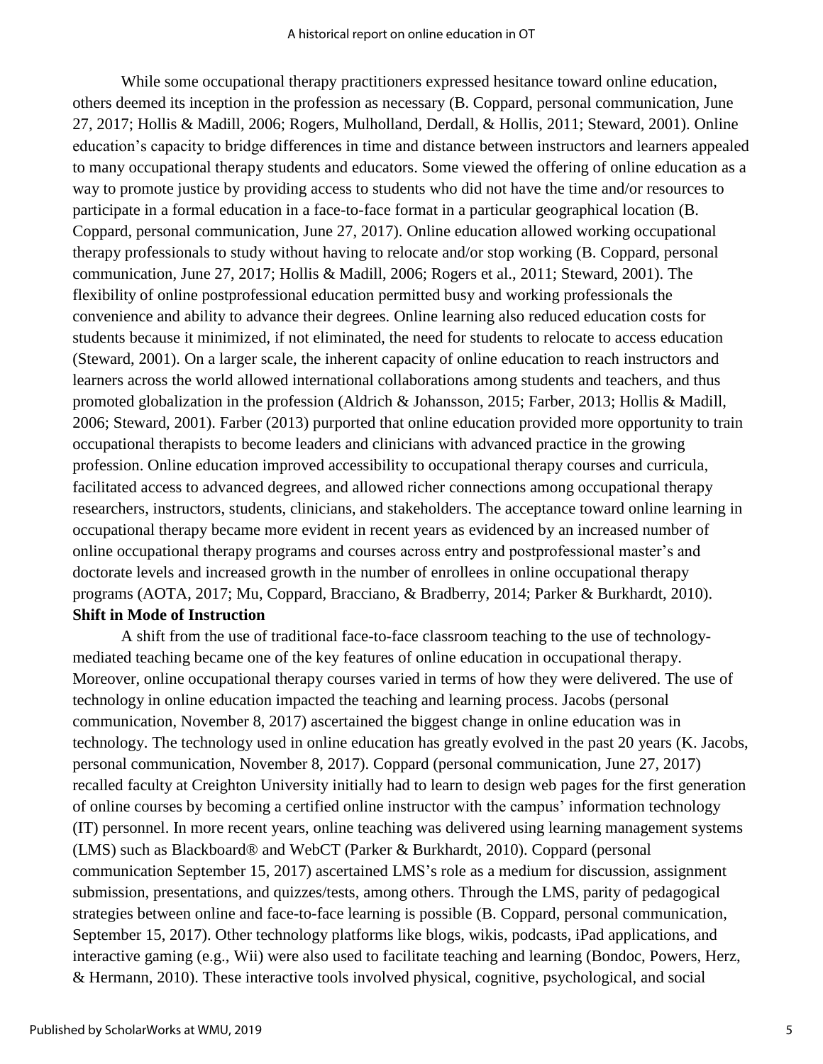While some occupational therapy practitioners expressed hesitance toward online education, others deemed its inception in the profession as necessary (B. Coppard, personal communication, June 27, 2017; Hollis & Madill, 2006; Rogers, Mulholland, Derdall, & Hollis, 2011; Steward, 2001). Online education's capacity to bridge differences in time and distance between instructors and learners appealed to many occupational therapy students and educators. Some viewed the offering of online education as a way to promote justice by providing access to students who did not have the time and/or resources to participate in a formal education in a face-to-face format in a particular geographical location (B. Coppard, personal communication, June 27, 2017). Online education allowed working occupational therapy professionals to study without having to relocate and/or stop working (B. Coppard, personal communication, June 27, 2017; Hollis & Madill, 2006; Rogers et al., 2011; Steward, 2001). The flexibility of online postprofessional education permitted busy and working professionals the convenience and ability to advance their degrees. Online learning also reduced education costs for students because it minimized, if not eliminated, the need for students to relocate to access education (Steward, 2001). On a larger scale, the inherent capacity of online education to reach instructors and learners across the world allowed international collaborations among students and teachers, and thus promoted globalization in the profession (Aldrich & Johansson, 2015; Farber, 2013; Hollis & Madill, 2006; Steward, 2001). Farber (2013) purported that online education provided more opportunity to train occupational therapists to become leaders and clinicians with advanced practice in the growing profession. Online education improved accessibility to occupational therapy courses and curricula, facilitated access to advanced degrees, and allowed richer connections among occupational therapy researchers, instructors, students, clinicians, and stakeholders. The acceptance toward online learning in occupational therapy became more evident in recent years as evidenced by an increased number of online occupational therapy programs and courses across entry and postprofessional master's and doctorate levels and increased growth in the number of enrollees in online occupational therapy programs (AOTA, 2017; Mu, Coppard, Bracciano, & Bradberry, 2014; Parker & Burkhardt, 2010).

**Shift in Mode of Instruction**

A shift from the use of traditional face-to-face classroom teaching to the use of technology-mediated teaching became one of the key features of online education in occupational therapy. Moreover, online occupational therapy courses varied in terms of how they were delivered. The use of technology in online education impacted the teaching and learning process. Jacobs (personal communication, November 8, 2017) ascertained the biggest change in online education was in technology. The technology used in online education has greatly evolved in the past 20 years (K. Jacobs, personal communication, November 8, 2017). Coppard (personal communication, June 27, 2017) recalled faculty at Creighton University initially had to learn to design web pages for the first generation of online courses by becoming a certified online instructor with the campus' information technology (IT) personnel. In more recent years, online teaching was delivered using learning management systems (LMS) such as Blackboard® and WebCT (Parker & Burkhardt, 2010). Coppard (personal communication September 15, 2017) ascertained LMS's role as a medium for discussion, assignment submission, presentations, and quizzes/tests, among others. Through the LMS, parity of pedagogical strategies between online and face-to-face learning is possible (B. Coppard, personal communication, September 15, 2017). Other technology platforms like blogs, wikis, podcasts, iPad applications, and interactive gaming (e.g., Wii) were also used to facilitate teaching and learning (Bondoc, Powers, Herz, & Hermann, 2010). These interactive tools involved physical, cognitive, psychological, and social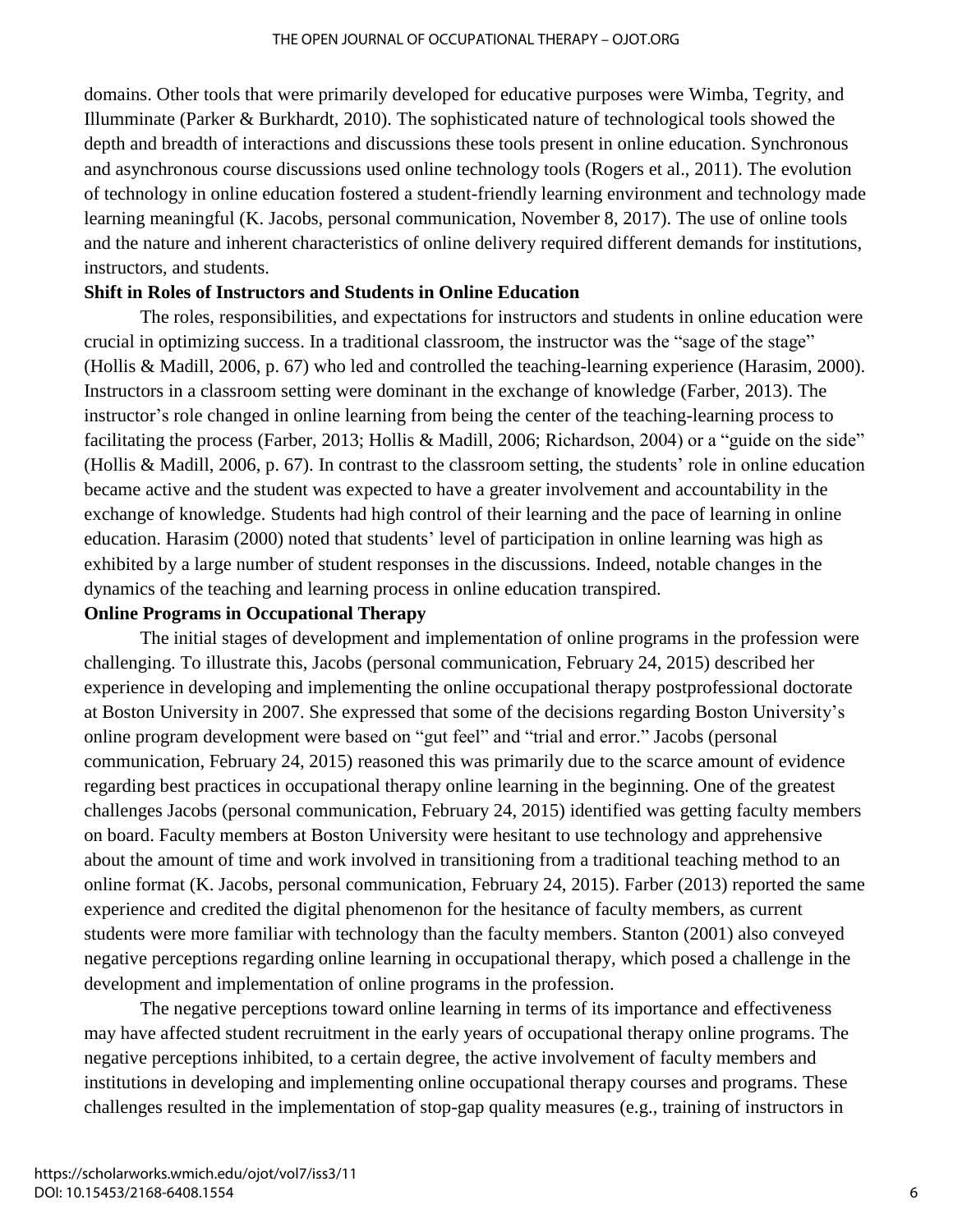domains. Other tools that were primarily developed for educative purposes were Wimba, Tegrity, and Illumminate (Parker & Burkhardt, 2010). The sophisticated nature of technological tools showed the depth and breadth of interactions and discussions these tools present in online education. Synchronous and asynchronous course discussions used online technology tools (Rogers et al., 2011). The evolution of technology in online education fostered a student-friendly learning environment and technology made learning meaningful (K. Jacobs, personal communication, November 8, 2017). The use of online tools and the nature and inherent characteristics of online delivery required different demands for institutions, instructors, and students.

**Shift in Roles of Instructors and Students in Online Education**

The roles, responsibilities, and expectations for instructors and students in online education were crucial in optimizing success. In a traditional classroom, the instructor was the "sage of the stage" (Hollis & Madill, 2006, p. 67) who led and controlled the teaching-learning experience (Harasim, 2000). Instructors in a classroom setting were dominant in the exchange of knowledge (Farber, 2013). The instructor's role changed in online learning from being the center of the teaching-learning process to facilitating the process (Farber, 2013; Hollis & Madill, 2006; Richardson, 2004) or a "guide on the side" (Hollis & Madill, 2006, p. 67). In contrast to the classroom setting, the students' role in online education became active and the student was expected to have a greater involvement and accountability in the exchange of knowledge. Students had high control of their learning and the pace of learning in online education. Harasim (2000) noted that students' level of participation in online learning was high as exhibited by a large number of student responses in the discussions. Indeed, notable changes in the dynamics of the teaching and learning process in online education transpired.

**Online Programs in Occupational Therapy**

The initial stages of development and implementation of online programs in the profession were challenging. To illustrate this, Jacobs (personal communication, February 24, 2015) described her experience in developing and implementing the online occupational therapy postprofessional doctorate at Boston University in 2007. She expressed that some of the decisions regarding Boston University's online program development were based on "gut feel" and "trial and error." Jacobs (personal communication, February 24, 2015) reasoned this was primarily due to the scarce amount of evidence regarding best practices in occupational therapy online learning in the beginning. One of the greatest challenges Jacobs (personal communication, February 24, 2015) identified was getting faculty members on board. Faculty members at Boston University were hesitant to use technology and apprehensive about the amount of time and work involved in transitioning from a traditional teaching method to an online format (K. Jacobs, personal communication, February 24, 2015). Farber (2013) reported the same experience and credited the digital phenomenon for the hesitance of faculty members, as current students were more familiar with technology than the faculty members. Stanton (2001) also conveyed negative perceptions regarding online learning in occupational therapy, which posed a challenge in the development and implementation of online programs in the profession.

The negative perceptions toward online learning in terms of its importance and effectiveness may have affected student recruitment in the early years of occupational therapy online programs. The negative perceptions inhibited, to a certain degree, the active involvement of faculty members and institutions in developing and implementing online occupational therapy courses and programs. These challenges resulted in the implementation of stop-gap quality measures (e.g., training of instructors in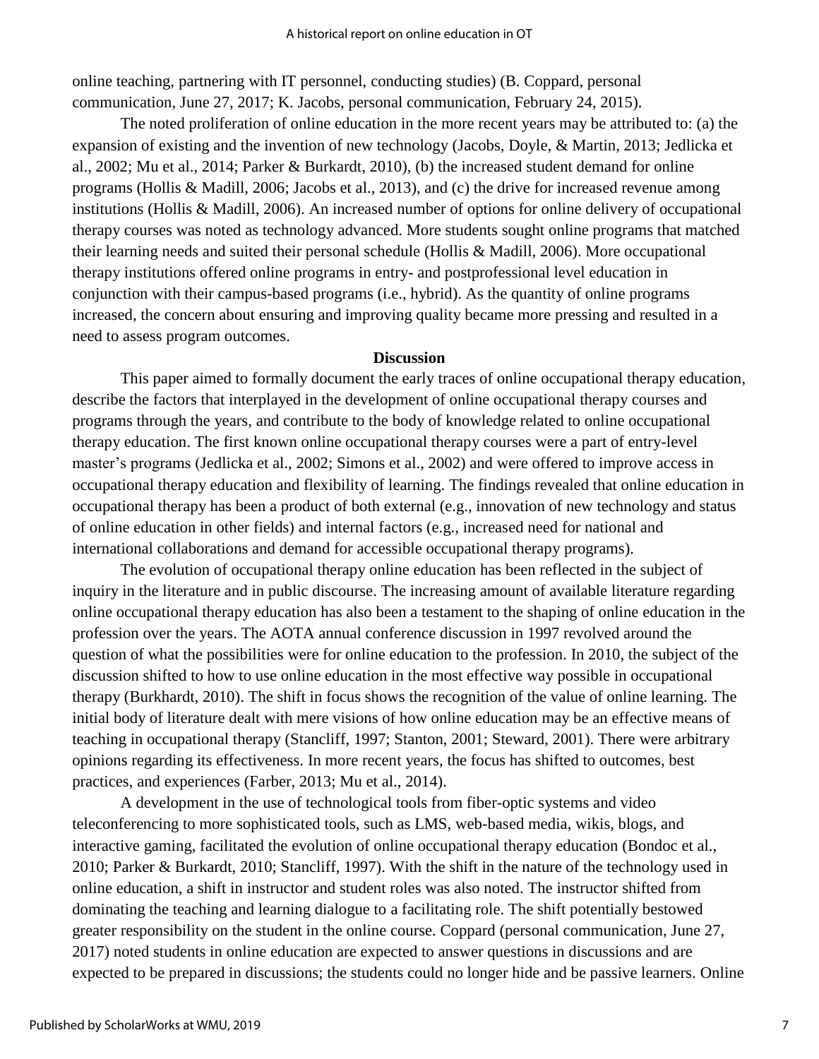online teaching, partnering with IT personnel, conducting studies) (B. Coppard, personal communication, June 27, 2017; K. Jacobs, personal communication, February 24, 2015).

The noted proliferation of online education in the more recent years may be attributed to: (a) the expansion of existing and the invention of new technology (Jacobs, Doyle, & Martin, 2013; Jedlicka et al., 2002; Mu et al., 2014; Parker & Burkardt, 2010), (b) the increased student demand for online programs (Hollis & Madill, 2006; Jacobs et al., 2013), and (c) the drive for increased revenue among institutions (Hollis & Madill, 2006). An increased number of options for online delivery of occupational therapy courses was noted as technology advanced. More students sought online programs that matched their learning needs and suited their personal schedule (Hollis & Madill, 2006). More occupational therapy institutions offered online programs in entry- and postprofessional level education in conjunction with their campus-based programs (i.e., hybrid). As the quantity of online programs increased, the concern about ensuring and improving quality became more pressing and resulted in a need to assess program outcomes.

## Discussion

This paper aimed to formally document the early traces of online occupational therapy education, describe the factors that interplayed in the development of online occupational therapy courses and programs through the years, and contribute to the body of knowledge related to online occupational therapy education. The first known online occupational therapy courses were a part of entry-level master's programs (Jedlicka et al., 2002; Simons et al., 2002) and were offered to improve access in occupational therapy education and flexibility of learning. The findings revealed that online education in occupational therapy has been a product of both external (e.g., innovation of new technology and status of online education in other fields) and internal factors (e.g., increased need for national and international collaborations and demand for accessible occupational therapy programs).

The evolution of occupational therapy online education has been reflected in the subject of inquiry in the literature and in public discourse. The increasing amount of available literature regarding online occupational therapy education has also been a testament to the shaping of online education in the profession over the years. The AOTA annual conference discussion in 1997 revolved around the question of what the possibilities were for online education to the profession. In 2010, the subject of the discussion shifted to how to use online education in the most effective way possible in occupational therapy (Burkhardt, 2010). The shift in focus shows the recognition of the value of online learning. The initial body of literature dealt with mere visions of how online education may be an effective means of teaching in occupational therapy (Stancliff, 1997; Stanton, 2001; Steward, 2001). There were arbitrary opinions regarding its effectiveness. In more recent years, the focus has shifted to outcomes, best practices, and experiences (Farber, 2013; Mu et al., 2014).

A development in the use of technological tools from fiber-optic systems and video teleconferencing to more sophisticated tools, such as LMS, web-based media, wikis, blogs, and interactive gaming, facilitated the evolution of online occupational therapy education (Bondoc et al., 2010; Parker & Burkardt, 2010; Stancliff, 1997). With the shift in the nature of the technology used in online education, a shift in instructor and student roles was also noted. The instructor shifted from dominating the teaching and learning dialogue to a facilitating role. The shift potentially bestowed greater responsibility on the student in the online course. Coppard (personal communication, June 27, 2017) noted students in online education are expected to answer questions in discussions and are expected to be prepared in discussions; the students could no longer hide and be passive learners. Online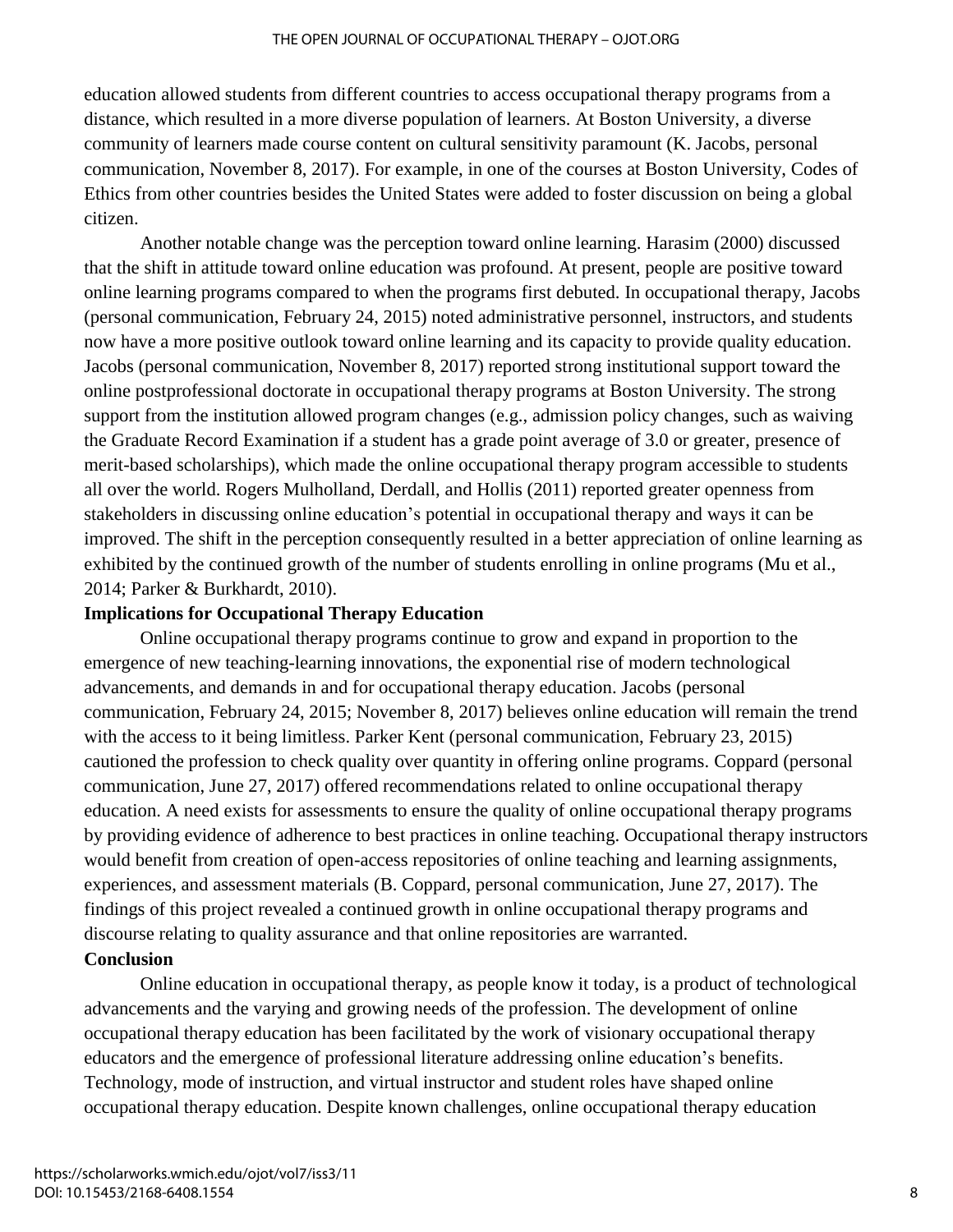education allowed students from different countries to access occupational therapy programs from a distance, which resulted in a more diverse population of learners. At Boston University, a diverse community of learners made course content on cultural sensitivity paramount (K. Jacobs, personal communication, November 8, 2017). For example, in one of the courses at Boston University, Codes of Ethics from other countries besides the United States were added to foster discussion on being a global citizen.

Another notable change was the perception toward online learning. Harasim (2000) discussed that the shift in attitude toward online education was profound. At present, people are positive toward online learning programs compared to when the programs first debuted. In occupational therapy, Jacobs (personal communication, February 24, 2015) noted administrative personnel, instructors, and students now have a more positive outlook toward online learning and its capacity to provide quality education. Jacobs (personal communication, November 8, 2017) reported strong institutional support toward the online postprofessional doctorate in occupational therapy programs at Boston University. The strong support from the institution allowed program changes (e.g., admission policy changes, such as waiving the Graduate Record Examination if a student has a grade point average of 3.0 or greater, presence of merit-based scholarships), which made the online occupational therapy program accessible to students all over the world. Rogers Mulholland, Derdall, and Hollis (2011) reported greater openness from stakeholders in discussing online education's potential in occupational therapy and ways it can be improved. The shift in the perception consequently resulted in a better appreciation of online learning as exhibited by the continued growth of the number of students enrolling in online programs (Mu et al., 2014; Parker & Burkhardt, 2010).

**Implications for Occupational Therapy Education**

Online occupational therapy programs continue to grow and expand in proportion to the emergence of new teaching-learning innovations, the exponential rise of modern technological advancements, and demands in and for occupational therapy education. Jacobs (personal communication, February 24, 2015; November 8, 2017) believes online education will remain the trend with the access to it being limitless. Parker Kent (personal communication, February 23, 2015) cautioned the profession to check quality over quantity in offering online programs. Coppard (personal communication, June 27, 2017) offered recommendations related to online occupational therapy education. A need exists for assessments to ensure the quality of online occupational therapy programs by providing evidence of adherence to best practices in online teaching. Occupational therapy instructors would benefit from creation of open-access repositories of online teaching and learning assignments, experiences, and assessment materials (B. Coppard, personal communication, June 27, 2017). The findings of this project revealed a continued growth in online occupational therapy programs and discourse relating to quality assurance and that online repositories are warranted.

**Conclusion**

Online education in occupational therapy, as people know it today, is a product of technological advancements and the varying and growing needs of the profession. The development of online occupational therapy education has been facilitated by the work of visionary occupational therapy educators and the emergence of professional literature addressing online education's benefits. Technology, mode of instruction, and virtual instructor and student roles have shaped online occupational therapy education. Despite known challenges, online occupational therapy education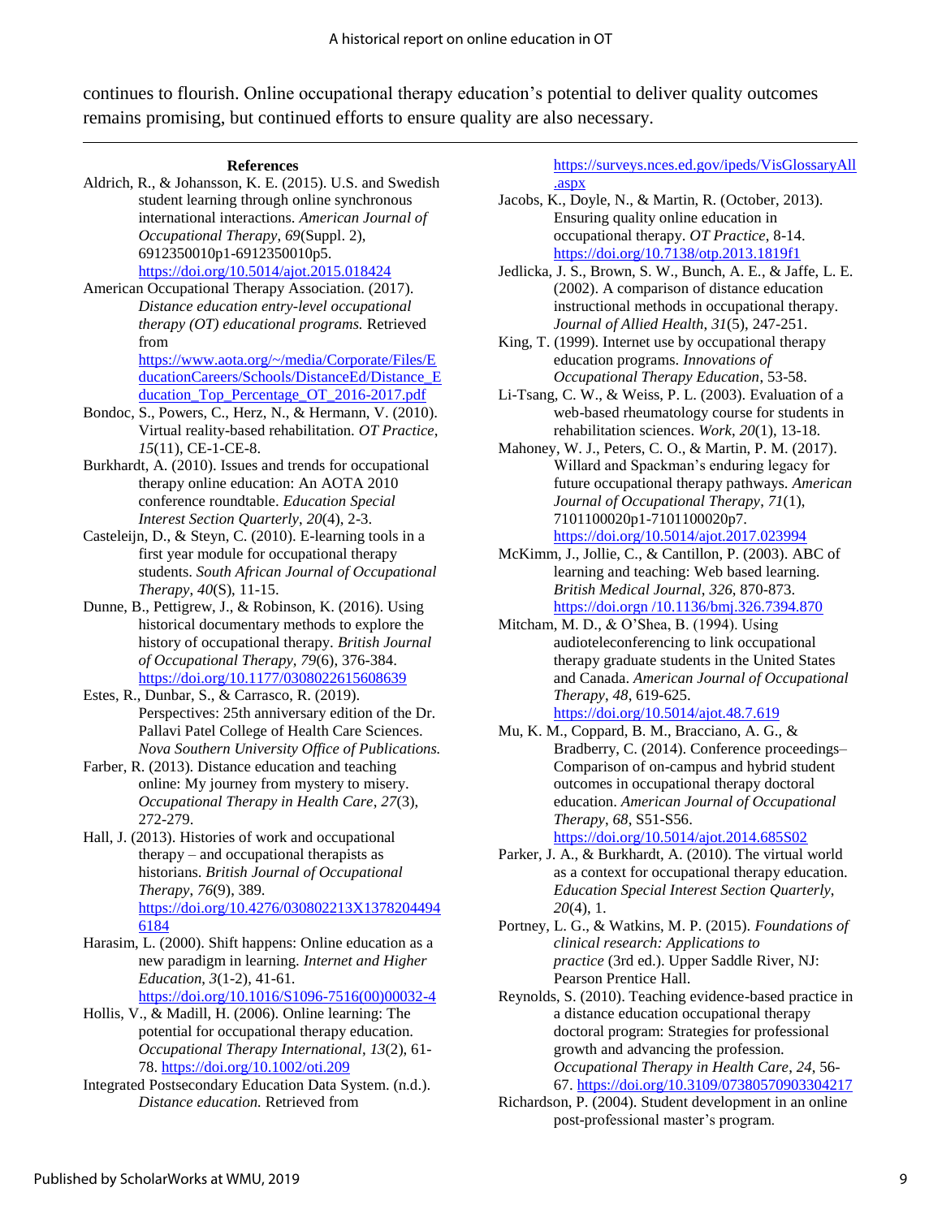continues to flourish. Online occupational therapy education's potential to deliver quality outcomes remains promising, but continued efforts to ensure quality are also necessary.

## References

Aldrich, R., & Johansson, K. E. (2015). U.S. and Swedish student learning through online synchronous international interactions. *American Journal of Occupational Therapy*, *69*(Suppl. 2), 6912350010p1-6912350010p5. https://doi.org/10.5014/ajot.2015.018424

American Occupational Therapy Association. (2017). *Distance education entry-level occupational therapy (OT) educational programs.* Retrieved from https://www.aota.org/~/media/Corporate/Files/EducationCareers/Schools/DistanceEd/Distance_Education_Top_Percentage_OT_2016-2017.pdf

Bondoc, S., Powers, C., Herz, N., & Hermann, V. (2010). Virtual reality-based rehabilitation. *OT Practice*, *15*(11), CE-1-CE-8.

Burkhardt, A. (2010). Issues and trends for occupational therapy online education: An AOTA 2010 conference roundtable. *Education Special Interest Section Quarterly*, *20*(4), 2-3.

Casteleijn, D., & Steyn, C. (2010). E-learning tools in a first year module for occupational therapy students. *South African Journal of Occupational Therapy*, *40*(S), 11-15.

Dunne, B., Pettigrew, J., & Robinson, K. (2016). Using historical documentary methods to explore the history of occupational therapy. *British Journal of Occupational Therapy*, *79*(6), 376-384. https://doi.org/10.1177/0308022615608639

Estes, R., Dunbar, S., & Carrasco, R. (2019). Perspectives: 25th anniversary edition of the Dr. Pallavi Patel College of Health Care Sciences. *Nova Southern University Office of Publications.*

Farber, R. (2013). Distance education and teaching online: My journey from mystery to misery. *Occupational Therapy in Health Care*, *27*(3), 272-279.

Hall, J. (2013). Histories of work and occupational therapy – and occupational therapists as historians. *British Journal of Occupational Therapy*, *76*(9), 389. https://doi.org/10.4276/030802213X13782044946184

Harasim, L. (2000). Shift happens: Online education as a new paradigm in learning. *Internet and Higher Education*, *3*(1-2), 41-61. https://doi.org/10.1016/S1096-7516(00)00032-4

Hollis, V., & Madill, H. (2006). Online learning: The potential for occupational therapy education. *Occupational Therapy International*, *13*(2), 61-78. https://doi.org/10.1002/oti.209

Integrated Postsecondary Education Data System. (n.d.). *Distance education.* Retrieved from https://surveys.nces.ed.gov/ipeds/VisGlossaryAll.aspx

Jacobs, K., Doyle, N., & Martin, R. (October, 2013). Ensuring quality online education in occupational therapy. *OT Practice*, 8-14. https://doi.org/10.7138/otp.2013.1819f1

Jedlicka, J. S., Brown, S. W., Bunch, A. E., & Jaffe, L. E. (2002). A comparison of distance education instructional methods in occupational therapy. *Journal of Allied Health*, *31*(5), 247-251.

King, T. (1999). Internet use by occupational therapy education programs. *Innovations of Occupational Therapy Education*, 53-58.

Li-Tsang, C. W., & Weiss, P. L. (2003). Evaluation of a web-based rheumatology course for students in rehabilitation sciences. *Work*, *20*(1), 13-18.

Mahoney, W. J., Peters, C. O., & Martin, P. M. (2017). Willard and Spackman's enduring legacy for future occupational therapy pathways. *American Journal of Occupational Therapy*, *71*(1), 7101100020p1-7101100020p7. https://doi.org/10.5014/ajot.2017.023994

McKimm, J., Jollie, C., & Cantillon, P. (2003). ABC of learning and teaching: Web based learning. *British Medical Journal*, *326*, 870-873. https://doi.orgn /10.1136/bmj.326.7394.870

Mitcham, M. D., & O'Shea, B. (1994). Using audioteleconferencing to link occupational therapy graduate students in the United States and Canada. *American Journal of Occupational Therapy*, *48*, 619-625. https://doi.org/10.5014/ajot.48.7.619

Mu, K. M., Coppard, B. M., Bracciano, A. G., & Bradberry, C. (2014). Conference proceedings–Comparison of on-campus and hybrid student outcomes in occupational therapy doctoral education. *American Journal of Occupational Therapy*, *68*, S51-S56. https://doi.org/10.5014/ajot.2014.685S02

Parker, J. A., & Burkhardt, A. (2010). The virtual world as a context for occupational therapy education. *Education Special Interest Section Quarterly*, *20*(4), 1.

Portney, L. G., & Watkins, M. P. (2015). *Foundations of clinical research: Applications to practice* (3rd ed.). Upper Saddle River, NJ: Pearson Prentice Hall.

Reynolds, S. (2010). Teaching evidence-based practice in a distance education occupational therapy doctoral program: Strategies for professional growth and advancing the profession. *Occupational Therapy in Health Care*, *24*, 56-67. https://doi.org/10.3109/07380570903304217

Richardson, P. (2004). Student development in an online post-professional master's program.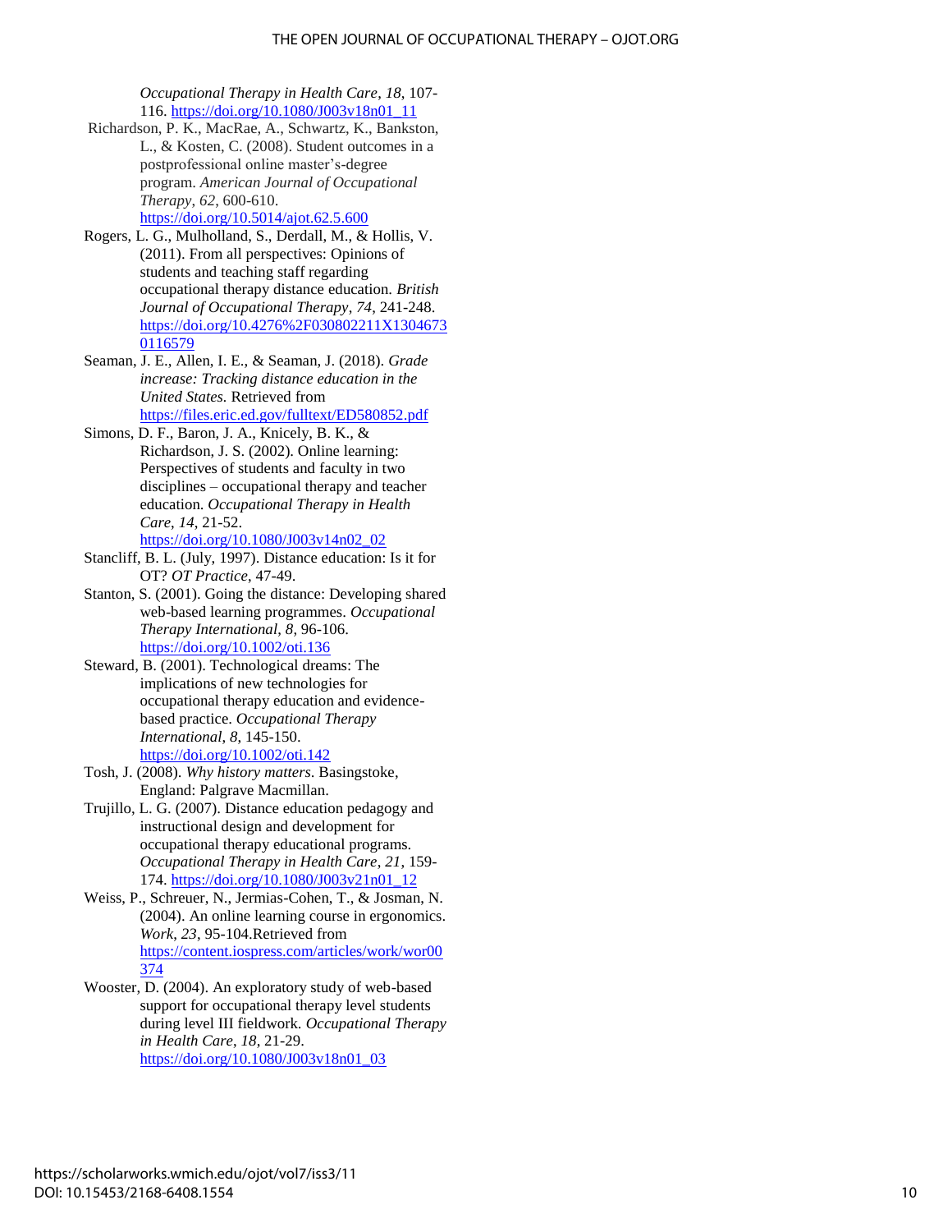*Occupational Therapy in Health Care*, *18*, 107-116. https://doi.org/10.1080/J003v18n01_11

Richardson, P. K., MacRae, A., Schwartz, K., Bankston, L., & Kosten, C. (2008). Student outcomes in a postprofessional online master's-degree program. *American Journal of Occupational Therapy*, *62*, 600-610. https://doi.org/10.5014/ajot.62.5.600

Rogers, L. G., Mulholland, S., Derdall, M., & Hollis, V. (2011). From all perspectives: Opinions of students and teaching staff regarding occupational therapy distance education. *British Journal of Occupational Therapy*, *74*, 241-248. https://doi.org/10.4276%2F030802211X13046730116579

Seaman, J. E., Allen, I. E., & Seaman, J. (2018). *Grade increase: Tracking distance education in the United States.* Retrieved from https://files.eric.ed.gov/fulltext/ED580852.pdf

Simons, D. F., Baron, J. A., Knicely, B. K., & Richardson, J. S. (2002). Online learning: Perspectives of students and faculty in two disciplines – occupational therapy and teacher education. *Occupational Therapy in Health Care*, *14*, 21-52. https://doi.org/10.1080/J003v14n02_02

Stancliff, B. L. (July, 1997). Distance education: Is it for OT? *OT Practice*, 47-49.

Stanton, S. (2001). Going the distance: Developing shared web-based learning programmes. *Occupational Therapy International*, *8*, 96-106. https://doi.org/10.1002/oti.136

Steward, B. (2001). Technological dreams: The implications of new technologies for occupational therapy education and evidence-based practice. *Occupational Therapy International*, *8*, 145-150. https://doi.org/10.1002/oti.142

Tosh, J. (2008). *Why history matters*. Basingstoke, England: Palgrave Macmillan.

Trujillo, L. G. (2007). Distance education pedagogy and instructional design and development for occupational therapy educational programs. *Occupational Therapy in Health Care*, *21*, 159-174. https://doi.org/10.1080/J003v21n01_12

Weiss, P., Schreuer, N., Jermias-Cohen, T., & Josman, N. (2004). An online learning course in ergonomics. *Work*, *23*, 95-104.Retrieved from https://content.iospress.com/articles/work/wor00374

Wooster, D. (2004). An exploratory study of web-based support for occupational therapy level students during level III fieldwork. *Occupational Therapy in Health Care*, *18*, 21-29. https://doi.org/10.1080/J003v18n01_03